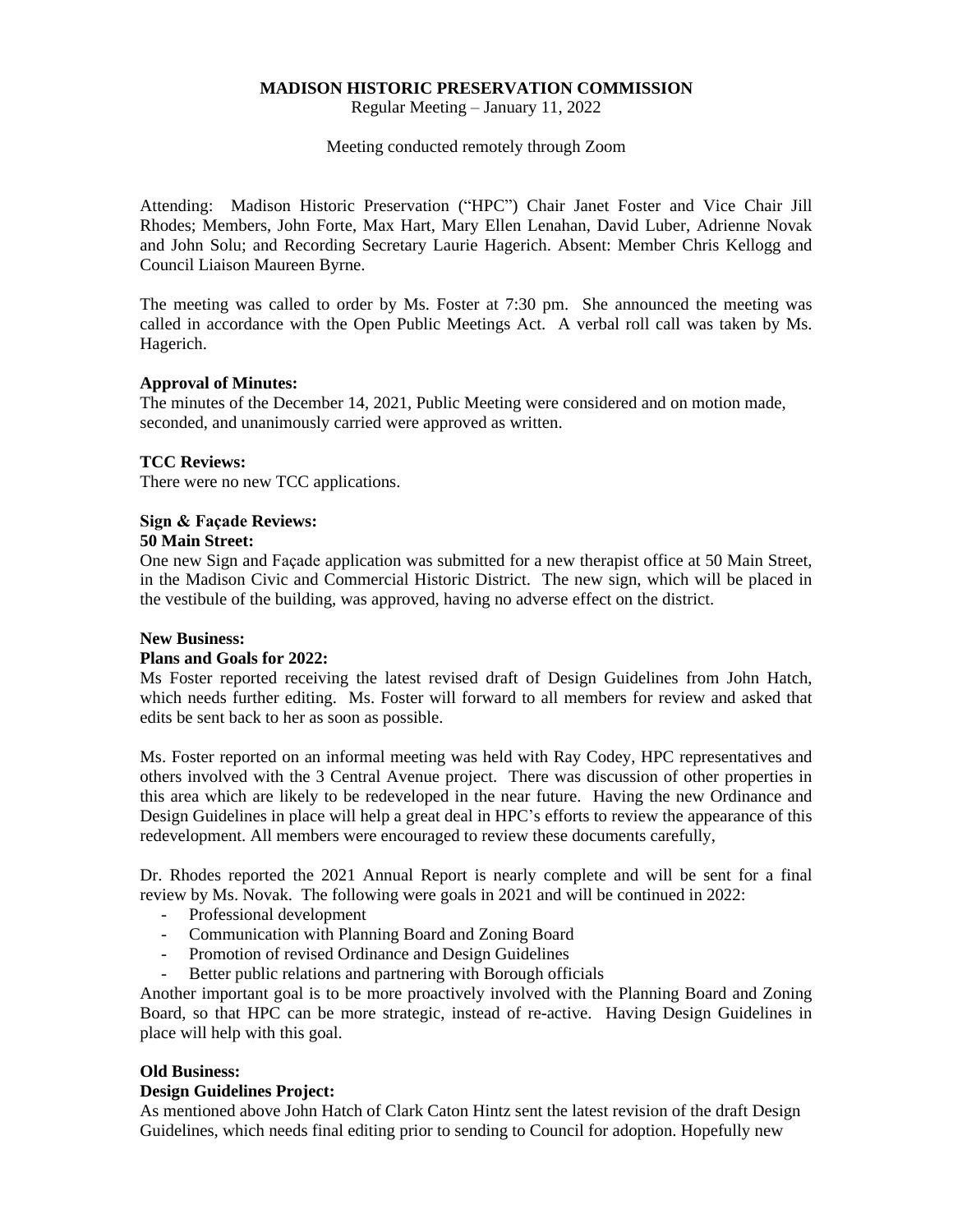# MADISON HISTORIC PRESERVATION COMMISSION

Regular Meeting – January 11, 2022

Meeting conducted remotely through Zoom

Attending: Madison Historic Preservation ("HPC") Chair Janet Foster and Vice Chair Jill Rhodes; Members, John Forte, Max Hart, Mary Ellen Lenahan, David Luber, Adrienne Novak and John Solu; and Recording Secretary Laurie Hagerich. Absent: Member Chris Kellogg and Council Liaison Maureen Byrne.

The meeting was called to order by Ms. Foster at 7:30 pm. She announced the meeting was called in accordance with the Open Public Meetings Act. A verbal roll call was taken by Ms. Hagerich.

**Approval of Minutes:**
The minutes of the December 14, 2021, Public Meeting were considered and on motion made, seconded, and unanimously carried were approved as written.

**TCC Reviews:**
There were no new TCC applications.

**Sign & Façade Reviews:**

**50 Main Street:**
One new Sign and Façade application was submitted for a new therapist office at 50 Main Street, in the Madison Civic and Commercial Historic District. The new sign, which will be placed in the vestibule of the building, was approved, having no adverse effect on the district.

**New Business:**

**Plans and Goals for 2022:**
Ms Foster reported receiving the latest revised draft of Design Guidelines from John Hatch, which needs further editing. Ms. Foster will forward to all members for review and asked that edits be sent back to her as soon as possible.

Ms. Foster reported on an informal meeting was held with Ray Codey, HPC representatives and others involved with the 3 Central Avenue project. There was discussion of other properties in this area which are likely to be redeveloped in the near future. Having the new Ordinance and Design Guidelines in place will help a great deal in HPC's efforts to review the appearance of this redevelopment. All members were encouraged to review these documents carefully,

Dr. Rhodes reported the 2021 Annual Report is nearly complete and will be sent for a final review by Ms. Novak. The following were goals in 2021 and will be continued in 2022:

- Professional development
- Communication with Planning Board and Zoning Board
- Promotion of revised Ordinance and Design Guidelines
- Better public relations and partnering with Borough officials

Another important goal is to be more proactively involved with the Planning Board and Zoning Board, so that HPC can be more strategic, instead of re-active. Having Design Guidelines in place will help with this goal.

**Old Business:**

**Design Guidelines Project:**
As mentioned above John Hatch of Clark Caton Hintz sent the latest revision of the draft Design Guidelines, which needs final editing prior to sending to Council for adoption. Hopefully new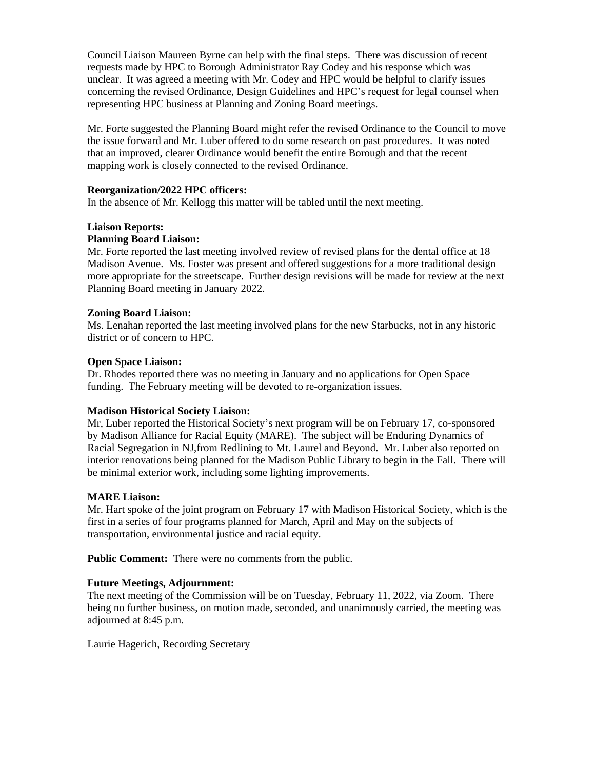Council Liaison Maureen Byrne can help with the final steps. There was discussion of recent requests made by HPC to Borough Administrator Ray Codey and his response which was unclear. It was agreed a meeting with Mr. Codey and HPC would be helpful to clarify issues concerning the revised Ordinance, Design Guidelines and HPC's request for legal counsel when representing HPC business at Planning and Zoning Board meetings.

Mr. Forte suggested the Planning Board might refer the revised Ordinance to the Council to move the issue forward and Mr. Luber offered to do some research on past procedures. It was noted that an improved, clearer Ordinance would benefit the entire Borough and that the recent mapping work is closely connected to the revised Ordinance.

**Reorganization/2022 HPC officers:**
In the absence of Mr. Kellogg this matter will be tabled until the next meeting.

**Liaison Reports:**

**Planning Board Liaison:**
Mr. Forte reported the last meeting involved review of revised plans for the dental office at 18 Madison Avenue. Ms. Foster was present and offered suggestions for a more traditional design more appropriate for the streetscape. Further design revisions will be made for review at the next Planning Board meeting in January 2022.

**Zoning Board Liaison:**
Ms. Lenahan reported the last meeting involved plans for the new Starbucks, not in any historic district or of concern to HPC.

**Open Space Liaison:**
Dr. Rhodes reported there was no meeting in January and no applications for Open Space funding. The February meeting will be devoted to re-organization issues.

**Madison Historical Society Liaison:**
Mr, Luber reported the Historical Society's next program will be on February 17, co-sponsored by Madison Alliance for Racial Equity (MARE). The subject will be Enduring Dynamics of Racial Segregation in NJ,from Redlining to Mt. Laurel and Beyond. Mr. Luber also reported on interior renovations being planned for the Madison Public Library to begin in the Fall. There will be minimal exterior work, including some lighting improvements.

**MARE Liaison:**
Mr. Hart spoke of the joint program on February 17 with Madison Historical Society, which is the first in a series of four programs planned for March, April and May on the subjects of transportation, environmental justice and racial equity.

**Public Comment:** There were no comments from the public.

**Future Meetings, Adjournment:**
The next meeting of the Commission will be on Tuesday, February 11, 2022, via Zoom. There being no further business, on motion made, seconded, and unanimously carried, the meeting was adjourned at 8:45 p.m.

Laurie Hagerich, Recording Secretary